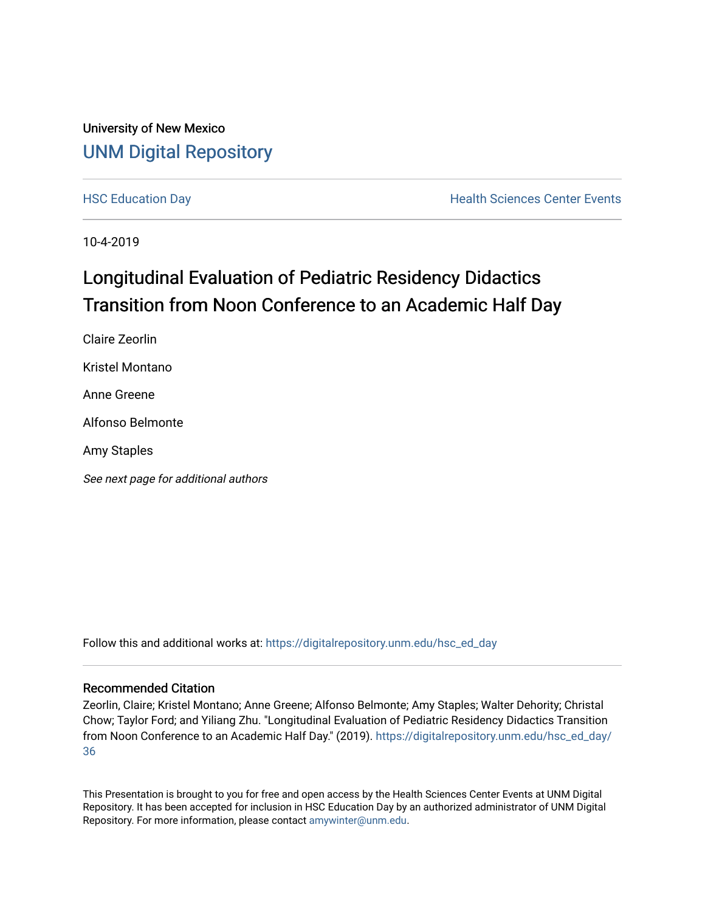University of New Mexico

# UNM Digital Repository

HSC Education Day

Health Sciences Center Events

10-4-2019

## Longitudinal Evaluation of Pediatric Residency Didactics Transition from Noon Conference to an Academic Half Day

Claire Zeorlin

Kristel Montano

Anne Greene

Alfonso Belmonte

Amy Staples

*See next page for additional authors*

Follow this and additional works at: https://digitalrepository.unm.edu/hsc_ed_day

### Recommended Citation

Zeorlin, Claire; Kristel Montano; Anne Greene; Alfonso Belmonte; Amy Staples; Walter Dehority; Christal Chow; Taylor Ford; and Yiliang Zhu. "Longitudinal Evaluation of Pediatric Residency Didactics Transition from Noon Conference to an Academic Half Day." (2019). https://digitalrepository.unm.edu/hsc_ed_day/36

This Presentation is brought to you for free and open access by the Health Sciences Center Events at UNM Digital Repository. It has been accepted for inclusion in HSC Education Day by an authorized administrator of UNM Digital Repository. For more information, please contact amywinter@unm.edu.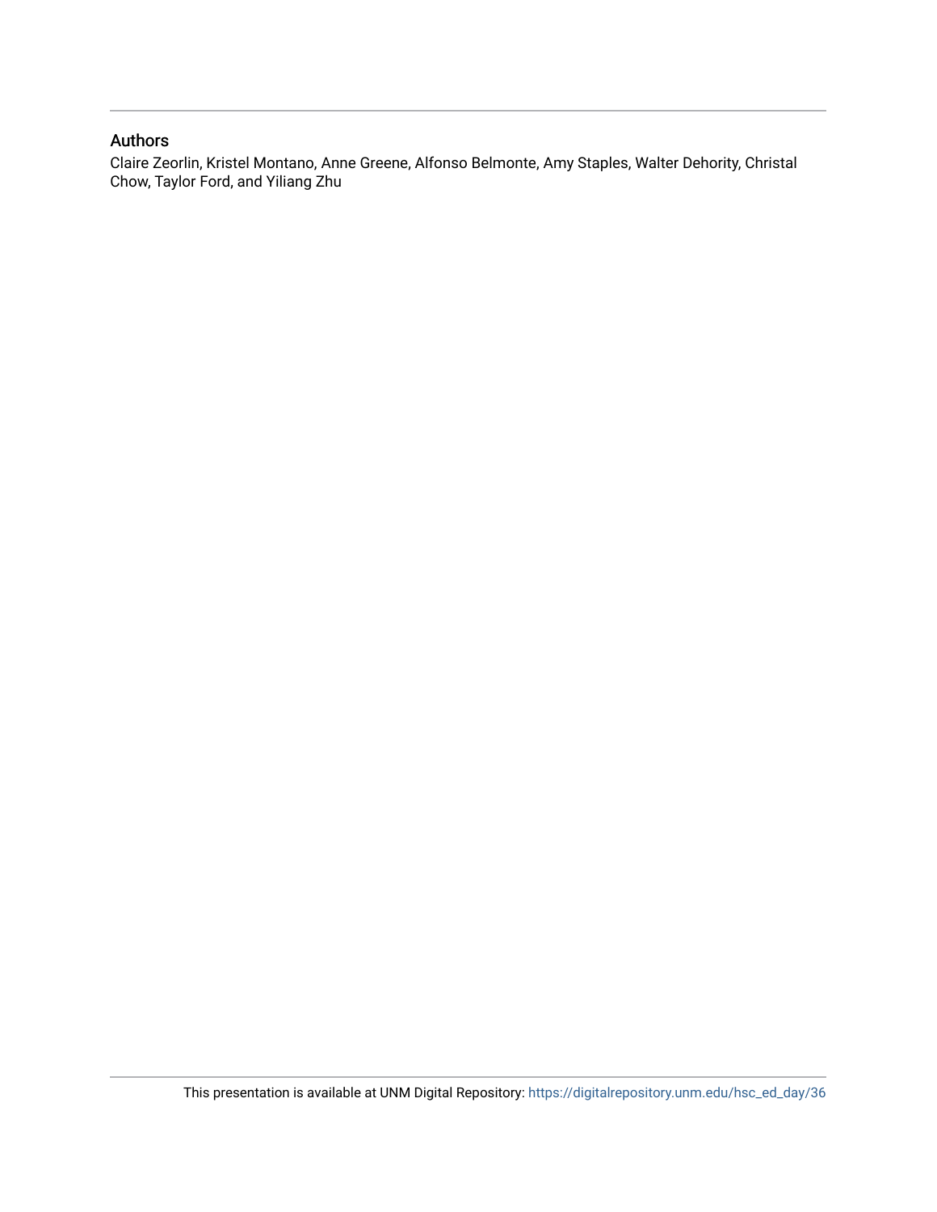## Authors

Claire Zeorlin, Kristel Montano, Anne Greene, Alfonso Belmonte, Amy Staples, Walter Dehority, Christal Chow, Taylor Ford, and Yiliang Zhu

This presentation is available at UNM Digital Repository: https://digitalrepository.unm.edu/hsc_ed_day/36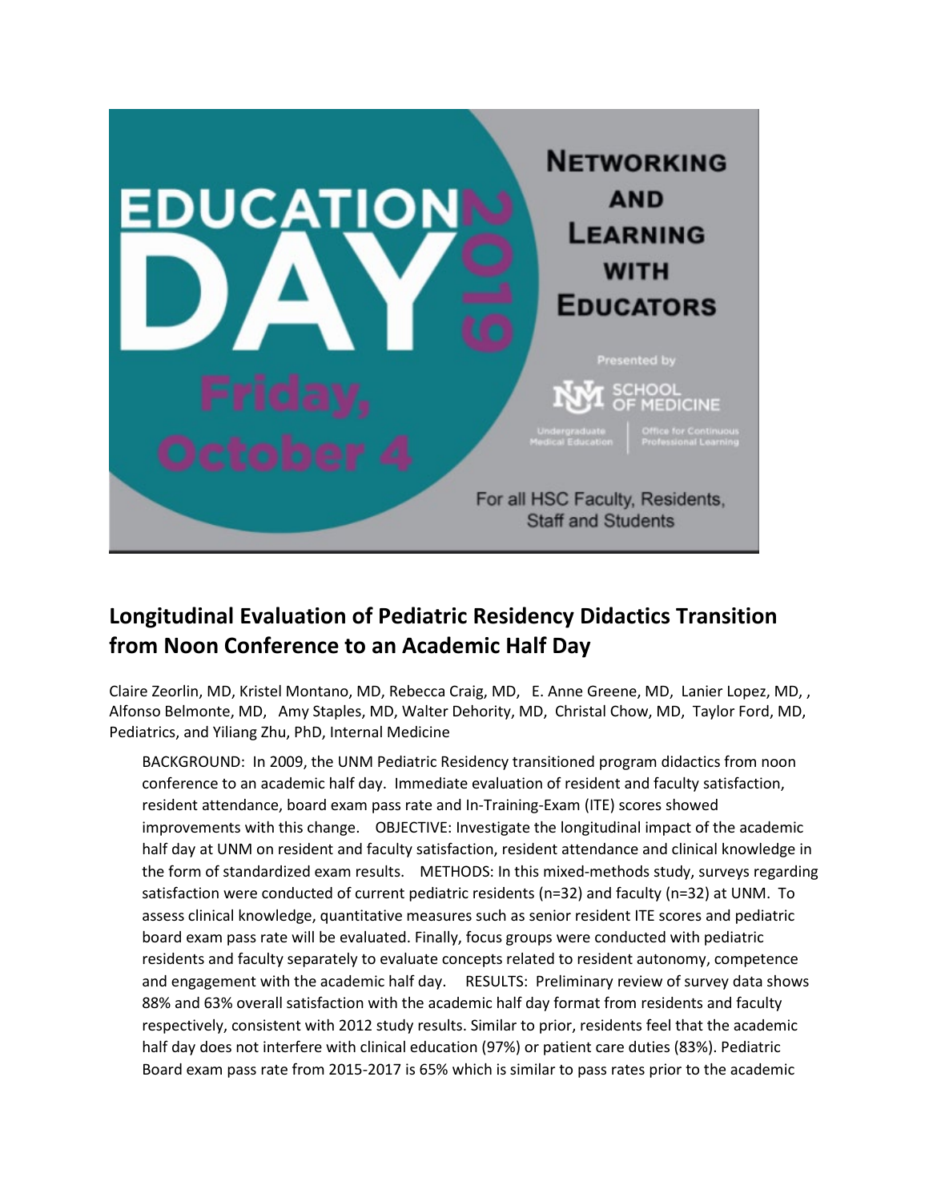## Longitudinal Evaluation of Pediatric Residency Didactics Transition from Noon Conference to an Academic Half Day

Claire Zeorlin, MD, Kristel Montano, MD, Rebecca Craig, MD, E. Anne Greene, MD, Lanier Lopez, MD, , Alfonso Belmonte, MD, Amy Staples, MD, Walter Dehority, MD, Christal Chow, MD, Taylor Ford, MD, Pediatrics, and Yiliang Zhu, PhD, Internal Medicine

BACKGROUND: In 2009, the UNM Pediatric Residency transitioned program didactics from noon conference to an academic half day. Immediate evaluation of resident and faculty satisfaction, resident attendance, board exam pass rate and In-Training-Exam (ITE) scores showed improvements with this change. OBJECTIVE: Investigate the longitudinal impact of the academic half day at UNM on resident and faculty satisfaction, resident attendance and clinical knowledge in the form of standardized exam results. METHODS: In this mixed-methods study, surveys regarding satisfaction were conducted of current pediatric residents (n=32) and faculty (n=32) at UNM. To assess clinical knowledge, quantitative measures such as senior resident ITE scores and pediatric board exam pass rate will be evaluated. Finally, focus groups were conducted with pediatric residents and faculty separately to evaluate concepts related to resident autonomy, competence and engagement with the academic half day. RESULTS: Preliminary review of survey data shows 88% and 63% overall satisfaction with the academic half day format from residents and faculty respectively, consistent with 2012 study results. Similar to prior, residents feel that the academic half day does not interfere with clinical education (97%) or patient care duties (83%). Pediatric Board exam pass rate from 2015-2017 is 65% which is similar to pass rates prior to the academic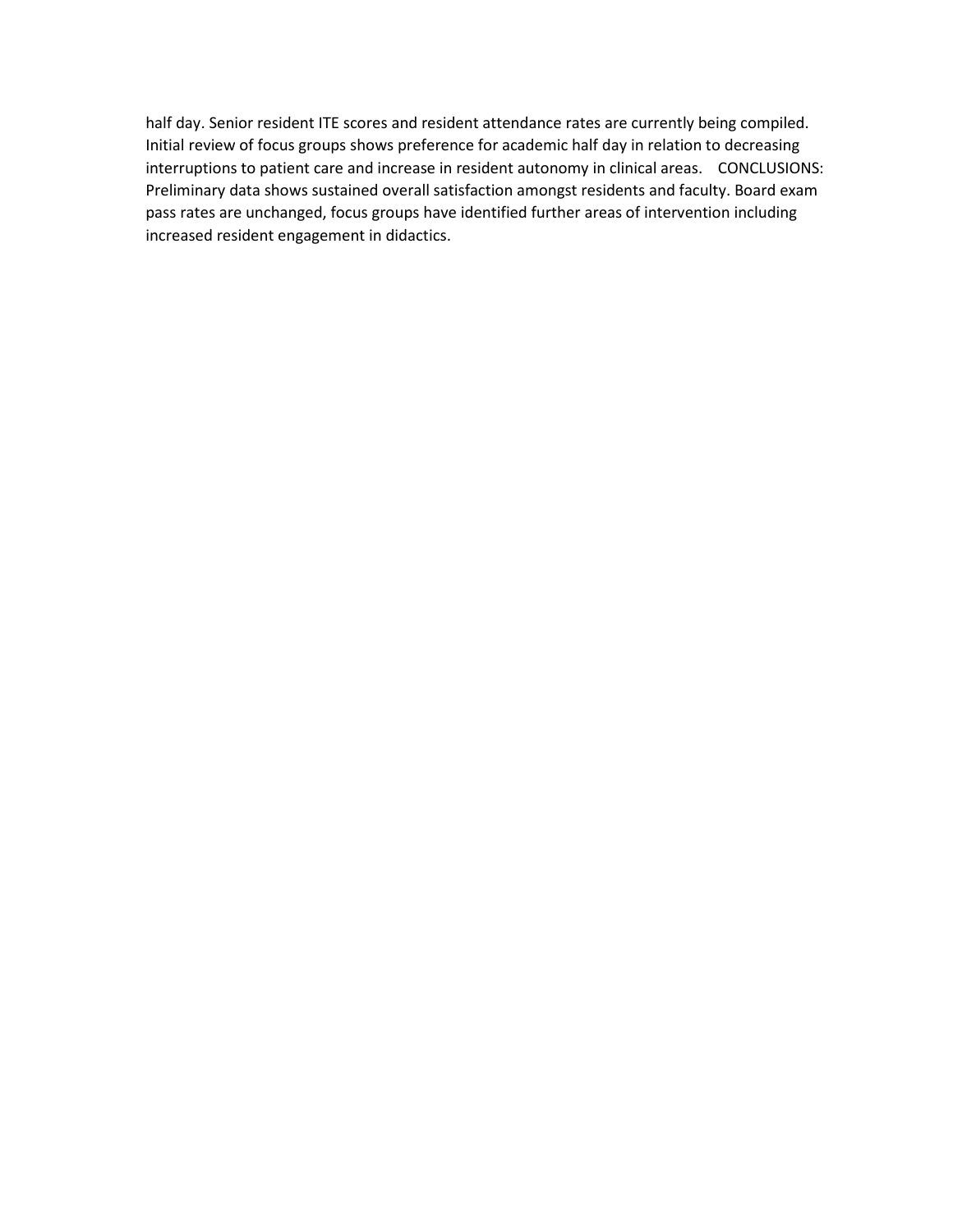half day. Senior resident ITE scores and resident attendance rates are currently being compiled. Initial review of focus groups shows preference for academic half day in relation to decreasing interruptions to patient care and increase in resident autonomy in clinical areas. CONCLUSIONS: Preliminary data shows sustained overall satisfaction amongst residents and faculty. Board exam pass rates are unchanged, focus groups have identified further areas of intervention including increased resident engagement in didactics.